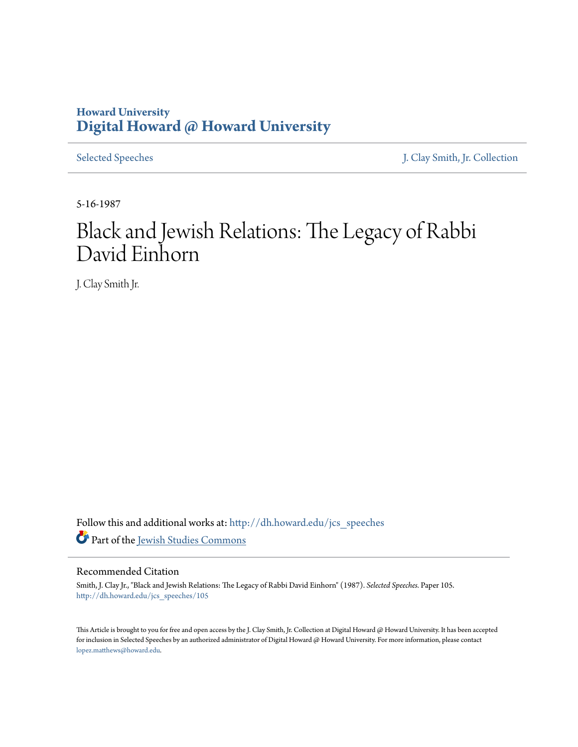Howard University
**Digital Howard @ Howard University**

Selected Speeches | J. Clay Smith, Jr. Collection

5-16-1987

# Black and Jewish Relations: The Legacy of Rabbi David Einhorn

J. Clay Smith Jr.

Follow this and additional works at: http://dh.howard.edu/jcs_speeches

Part of the Jewish Studies Commons

## Recommended Citation

Smith, J. Clay Jr., "Black and Jewish Relations: The Legacy of Rabbi David Einhorn" (1987). *Selected Speeches.* Paper 105.
http://dh.howard.edu/jcs_speeches/105

This Article is brought to you for free and open access by the J. Clay Smith, Jr. Collection at Digital Howard @ Howard University. It has been accepted for inclusion in Selected Speeches by an authorized administrator of Digital Howard @ Howard University. For more information, please contact lopez.matthews@howard.edu.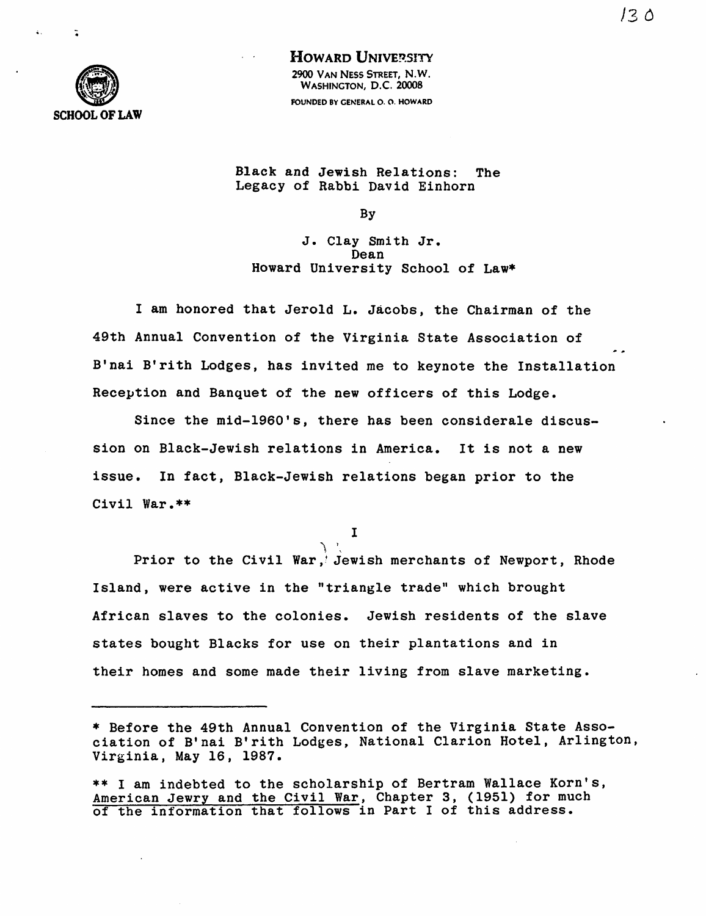**HOWARD UNIVERSITY**
2900 VAN NESS STREET, N.W.
WASHINGTON, D.C. 20008
FOUNDED BY GENERAL O. O. HOWARD

SCHOOL OF LAW

Black and Jewish Relations: The Legacy of Rabbi David Einhorn

By

J. Clay Smith Jr.
Dean
Howard University School of Law*

I am honored that Jerold L. Jacobs, the Chairman of the 49th Annual Convention of the Virginia State Association of B'nai B'rith Lodges, has invited me to keynote the Installation Reception and Banquet of the new officers of this Lodge.

Since the mid-1960's, there has been considerale discussion on Black-Jewish relations in America. It is not a new issue. In fact, Black-Jewish relations began prior to the Civil War.**

## I

Prior to the Civil War, Jewish merchants of Newport, Rhode Island, were active in the "triangle trade" which brought African slaves to the colonies. Jewish residents of the slave states bought Blacks for use on their plantations and in their homes and some made their living from slave marketing.

---

* Before the 49th Annual Convention of the Virginia State Association of B'nai B'rith Lodges, National Clarion Hotel, Arlington, Virginia, May 16, 1987.

** I am indebted to the scholarship of Bertram Wallace Korn's, American Jewry and the Civil War, Chapter 3, (1951) for much of the information that follows in Part I of this address.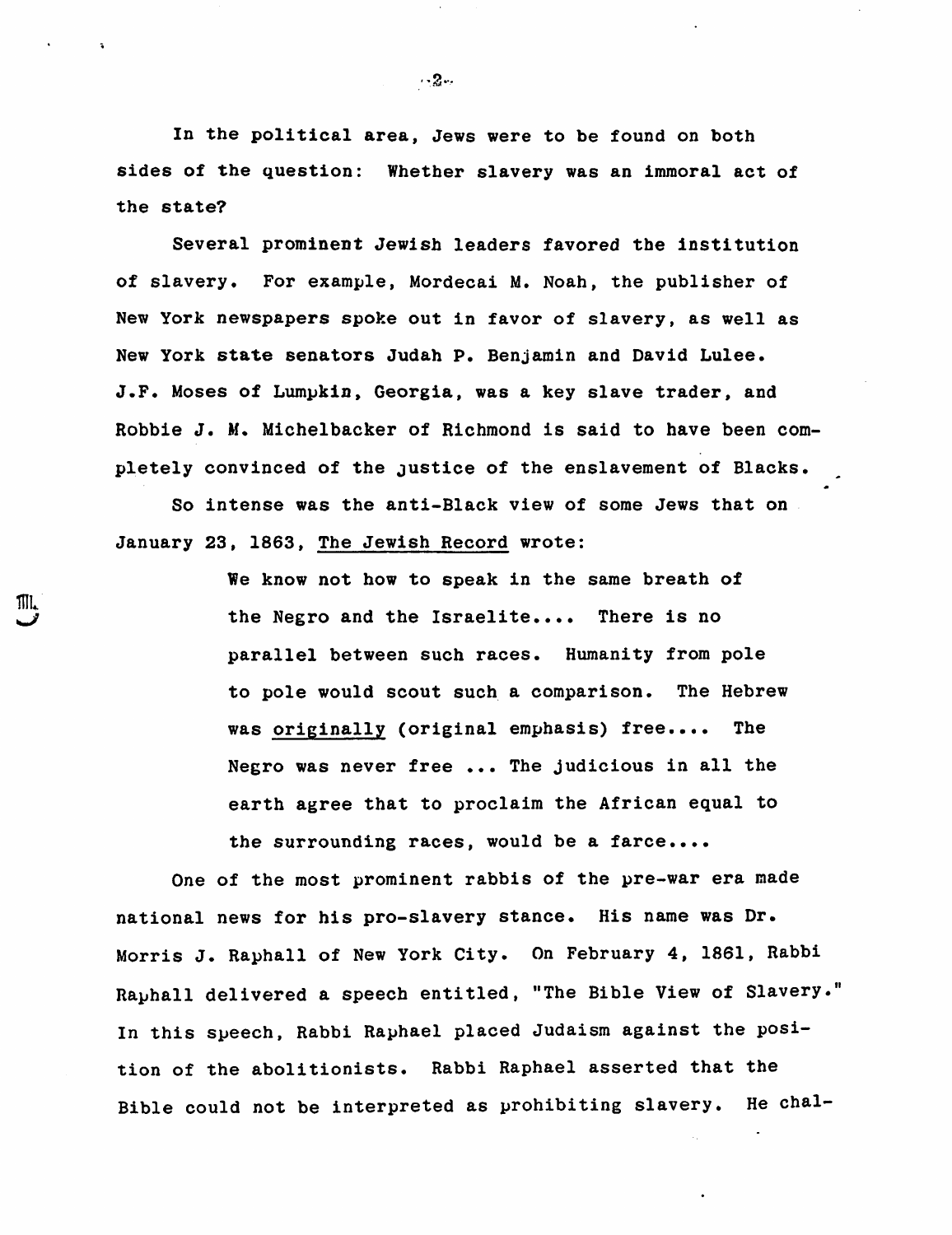In the political area, Jews were to be found on both sides of the question: Whether slavery was an immoral act of the state?

Several prominent Jewish leaders favored the institution of slavery. For example, Mordecai M. Noah, the publisher of New York newspapers spoke out in favor of slavery, as well as New York state senators Judah P. Benjamin and David Lulee. J.F. Moses of Lumpkin, Georgia, was a key slave trader, and Robbie J. M. Michelbacker of Richmond is said to have been completely convinced of the justice of the enslavement of Blacks.

So intense was the anti-Black view of some Jews that on January 23, 1863, The Jewish Record wrote:

> We know not how to speak in the same breath of the Negro and the Israelite.... There is no parallel between such races. Humanity from pole to pole would scout such a comparison. The Hebrew was originally (original emphasis) free.... The Negro was never free ... The judicious in all the earth agree that to proclaim the African equal to the surrounding races, would be a farce....

One of the most prominent rabbis of the pre-war era made national news for his pro-slavery stance. His name was Dr. Morris J. Raphall of New York City. On February 4, 1861, Rabbi Raphall delivered a speech entitled, "The Bible View of Slavery." In this speech, Rabbi Raphael placed Judaism against the position of the abolitionists. Rabbi Raphael asserted that the Bible could not be interpreted as prohibiting slavery. He chal-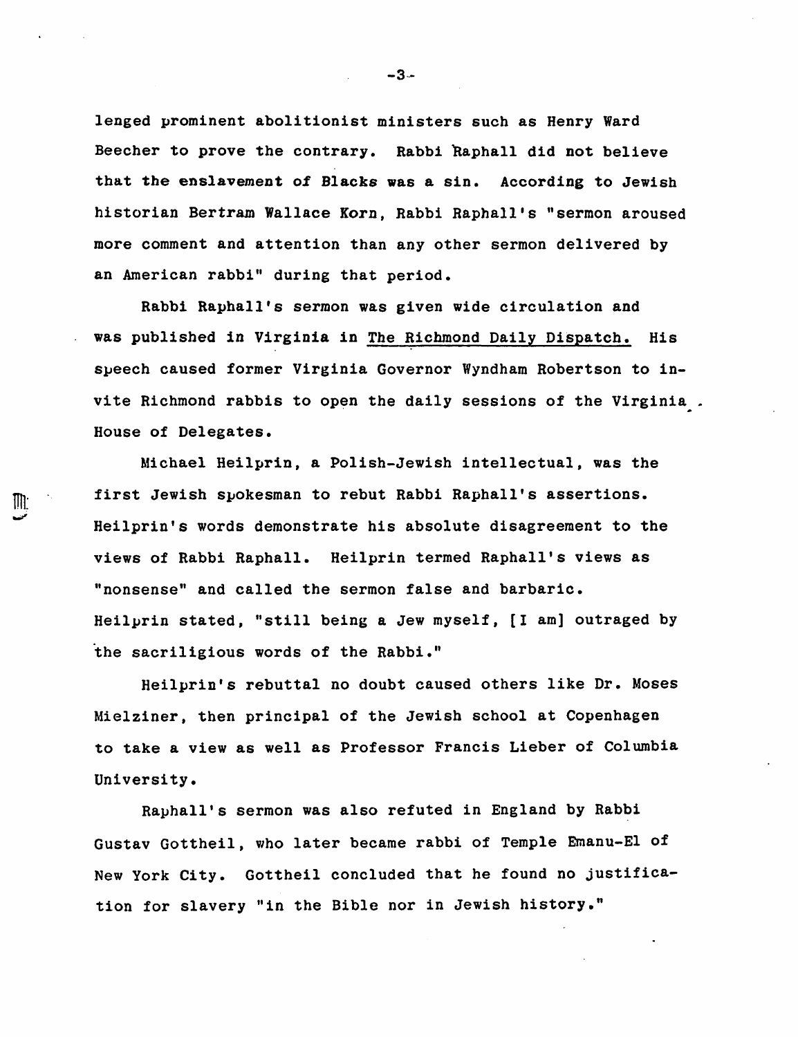lenged prominent abolitionist ministers such as Henry Ward Beecher to prove the contrary. Rabbi Raphall did not believe that the enslavement of Blacks was a sin. According to Jewish historian Bertram Wallace Korn, Rabbi Raphall's "sermon aroused more comment and attention than any other sermon delivered by an American rabbi" during that period.

Rabbi Raphall's sermon was given wide circulation and was published in Virginia in The Richmond Daily Dispatch. His speech caused former Virginia Governor Wyndham Robertson to invite Richmond rabbis to open the daily sessions of the Virginia House of Delegates.

Michael Heilprin, a Polish-Jewish intellectual, was the first Jewish spokesman to rebut Rabbi Raphall's assertions. Heilprin's words demonstrate his absolute disagreement to the views of Rabbi Raphall. Heilprin termed Raphall's views as "nonsense" and called the sermon false and barbaric. Heilprin stated, "still being a Jew myself, [I am] outraged by the sacriligious words of the Rabbi."

Heilprin's rebuttal no doubt caused others like Dr. Moses Mielziner, then principal of the Jewish school at Copenhagen to take a view as well as Professor Francis Lieber of Columbia University.

Raphall's sermon was also refuted in England by Rabbi Gustav Gottheil, who later became rabbi of Temple Emanu-El of New York City. Gottheil concluded that he found no justification for slavery "in the Bible nor in Jewish history."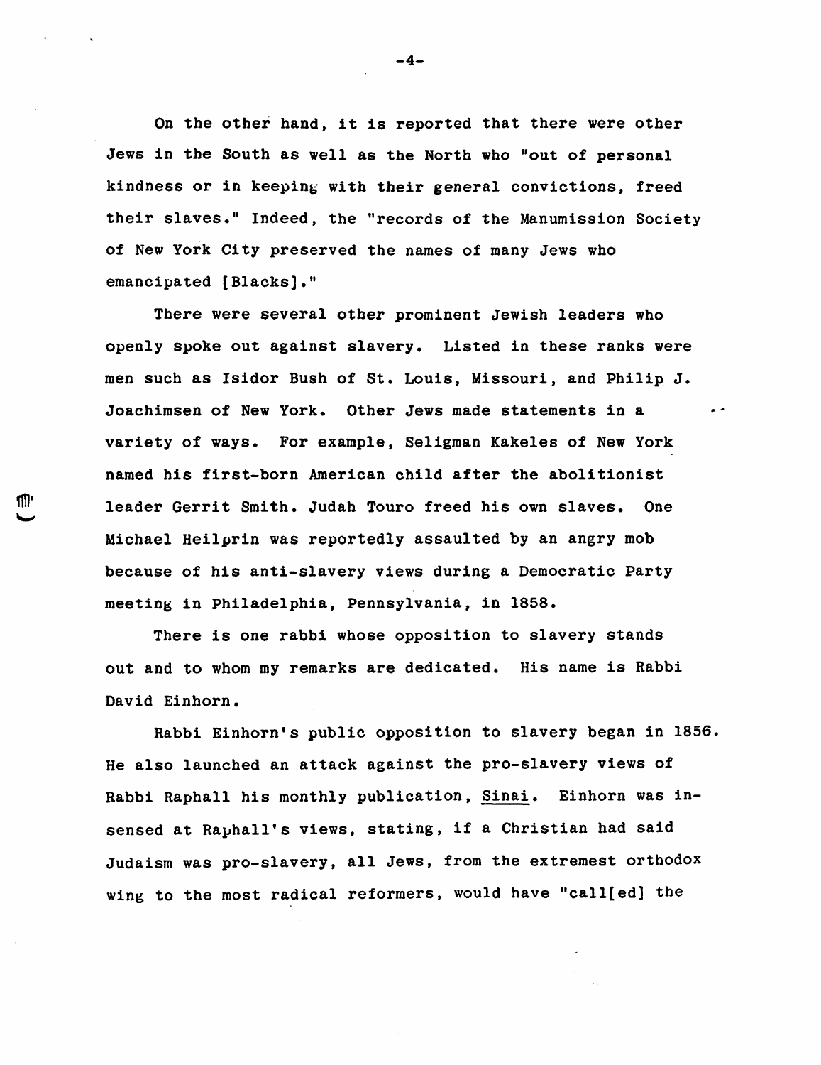On the other hand, it is reported that there were other Jews in the South as well as the North who "out of personal kindness or in keeping with their general convictions, freed their slaves." Indeed, the "records of the Manumission Society of New York City preserved the names of many Jews who emancipated [Blacks]."

There were several other prominent Jewish leaders who openly spoke out against slavery. Listed in these ranks were men such as Isidor Bush of St. Louis, Missouri, and Philip J. Joachimsen of New York. Other Jews made statements in a variety of ways. For example, Seligman Kakeles of New York named his first-born American child after the abolitionist leader Gerrit Smith. Judah Touro freed his own slaves. One Michael Heilprin was reportedly assaulted by an angry mob because of his anti-slavery views during a Democratic Party meeting in Philadelphia, Pennsylvania, in 1858.

There is one rabbi whose opposition to slavery stands out and to whom my remarks are dedicated. His name is Rabbi David Einhorn.

Rabbi Einhorn's public opposition to slavery began in 1856. He also launched an attack against the pro-slavery views of Rabbi Raphall his monthly publication, Sinai. Einhorn was insensed at Raphall's views, stating, if a Christian had said Judaism was pro-slavery, all Jews, from the extremest orthodox wing to the most radical reformers, would have "call[ed] the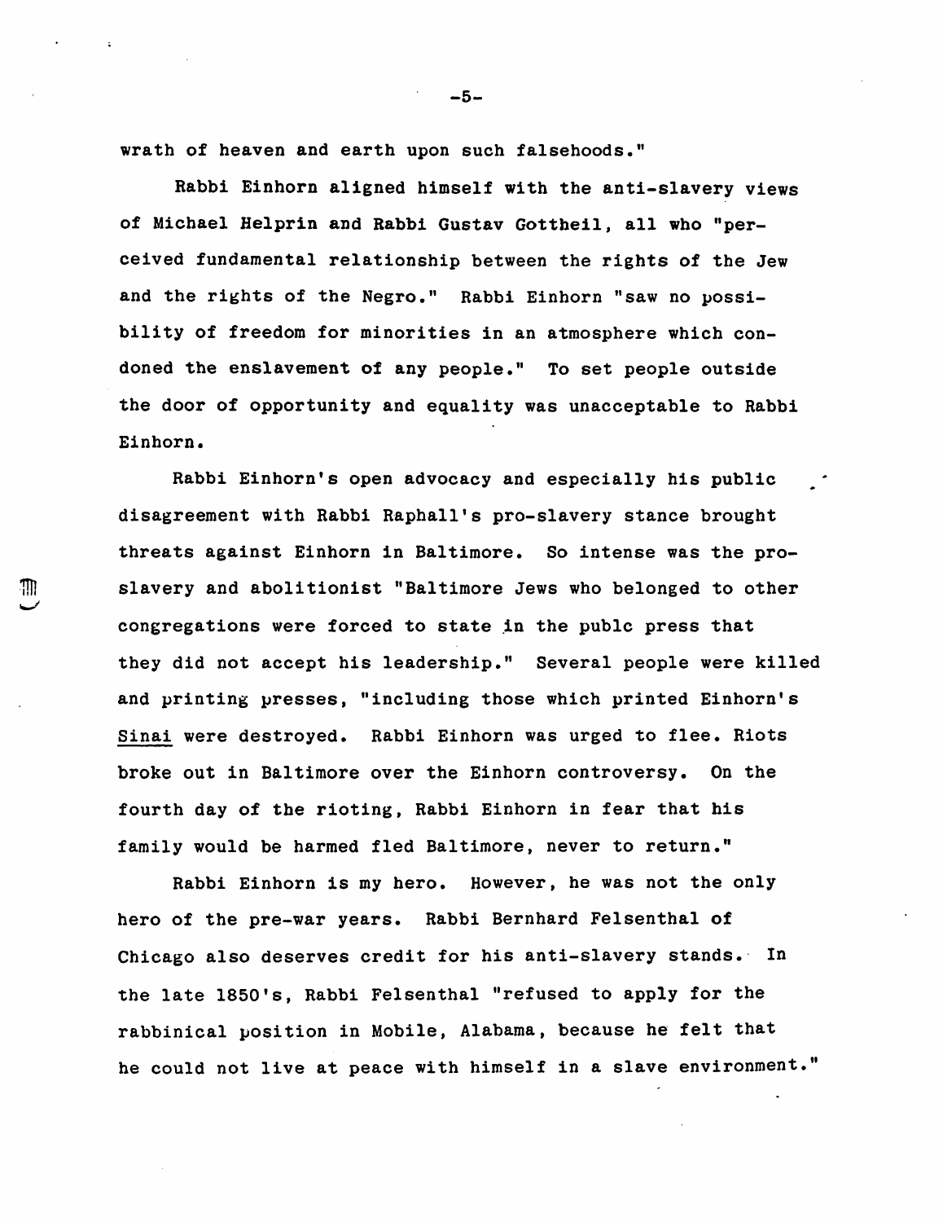wrath of heaven and earth upon such falsehoods."

Rabbi Einhorn aligned himself with the anti-slavery views of Michael Helprin and Rabbi Gustav Gottheil, all who "perceived fundamental relationship between the rights of the Jew and the rights of the Negro." Rabbi Einhorn "saw no possibility of freedom for minorities in an atmosphere which condoned the enslavement of any people." To set people outside the door of opportunity and equality was unacceptable to Rabbi Einhorn.

Rabbi Einhorn's open advocacy and especially his public disagreement with Rabbi Raphall's pro-slavery stance brought threats against Einhorn in Baltimore. So intense was the pro-slavery and abolitionist "Baltimore Jews who belonged to other congregations were forced to state in the publc press that they did not accept his leadership." Several people were killed and printing presses, "including those which printed Einhorn's Sinai were destroyed. Rabbi Einhorn was urged to flee. Riots broke out in Baltimore over the Einhorn controversy. On the fourth day of the rioting, Rabbi Einhorn in fear that his family would be harmed fled Baltimore, never to return."

Rabbi Einhorn is my hero. However, he was not the only hero of the pre-war years. Rabbi Bernhard Felsenthal of Chicago also deserves credit for his anti-slavery stands. In the late 1850's, Rabbi Felsenthal "refused to apply for the rabbinical position in Mobile, Alabama, because he felt that he could not live at peace with himself in a slave environment."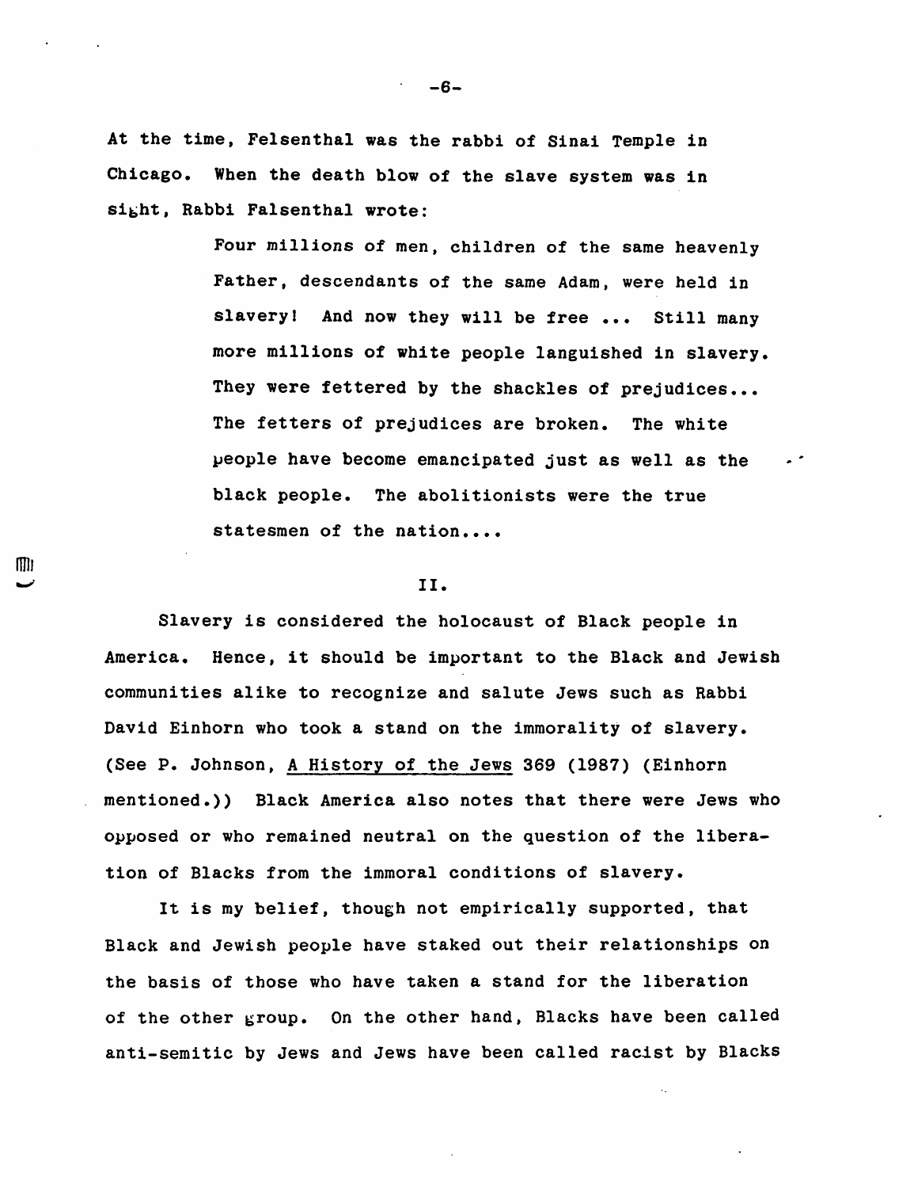At the time, Felsenthal was the rabbi of Sinai Temple in Chicago. When the death blow of the slave system was in sight, Rabbi Falsenthal wrote:

> Four millions of men, children of the same heavenly Father, descendants of the same Adam, were held in slavery! And now they will be free ... Still many more millions of white people languished in slavery. They were fettered by the shackles of prejudices... The fetters of prejudices are broken. The white people have become emancipated just as well as the black people. The abolitionists were the true statesmen of the nation....

## II.

Slavery is considered the holocaust of Black people in America. Hence, it should be important to the Black and Jewish communities alike to recognize and salute Jews such as Rabbi David Einhorn who took a stand on the immorality of slavery. (See P. Johnson, <u>A History of the Jews</u> 369 (1987) (Einhorn mentioned.)) Black America also notes that there were Jews who opposed or who remained neutral on the question of the liberation of Blacks from the immoral conditions of slavery.

It is my belief, though not empirically supported, that Black and Jewish people have staked out their relationships on the basis of those who have taken a stand for the liberation of the other group. On the other hand, Blacks have been called anti-semitic by Jews and Jews have been called racist by Blacks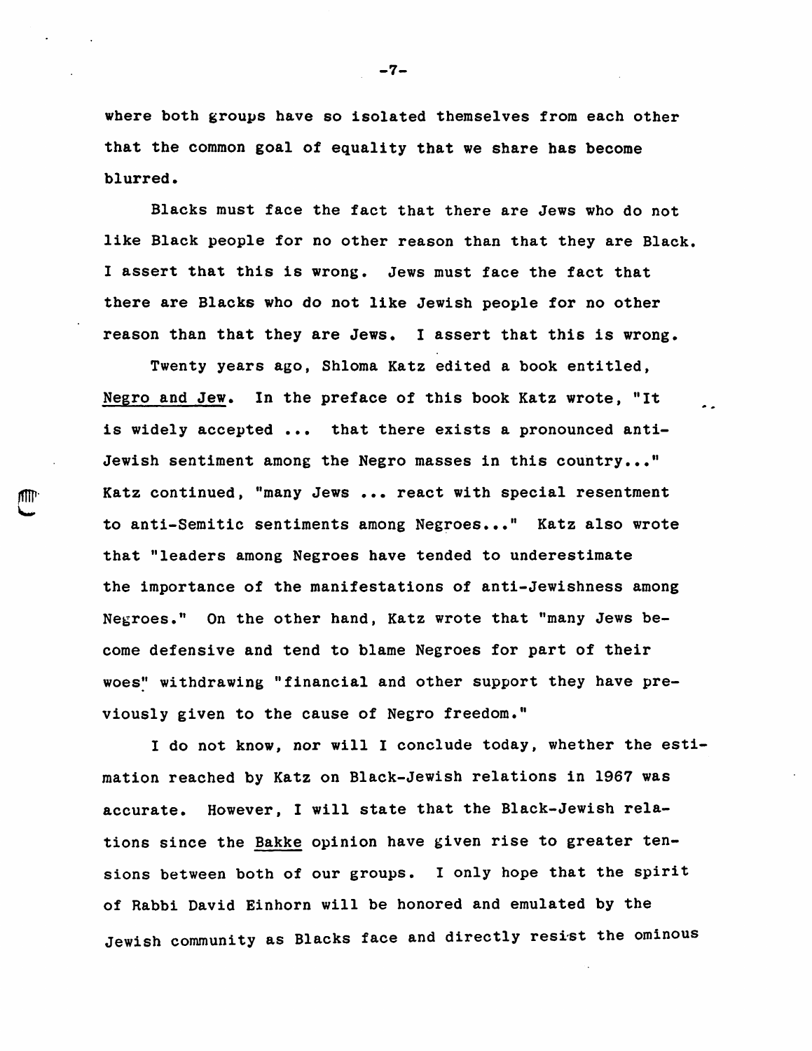where both groups have so isolated themselves from each other that the common goal of equality that we share has become blurred.

Blacks must face the fact that there are Jews who do not like Black people for no other reason than that they are Black. I assert that this is wrong. Jews must face the fact that there are Blacks who do not like Jewish people for no other reason than that they are Jews. I assert that this is wrong.

Twenty years ago, Shloma Katz edited a book entitled, Negro and Jew. In the preface of this book Katz wrote, "It is widely accepted ... that there exists a pronounced anti-Jewish sentiment among the Negro masses in this country..." Katz continued, "many Jews ... react with special resentment to anti-Semitic sentiments among Negroes..." Katz also wrote that "leaders among Negroes have tended to underestimate the importance of the manifestations of anti-Jewishness among Negroes." On the other hand, Katz wrote that "many Jews become defensive and tend to blame Negroes for part of their woes" withdrawing "financial and other support they have previously given to the cause of Negro freedom."

I do not know, nor will I conclude today, whether the estimation reached by Katz on Black-Jewish relations in 1967 was accurate. However, I will state that the Black-Jewish relations since the Bakke opinion have given rise to greater tensions between both of our groups. I only hope that the spirit of Rabbi David Einhorn will be honored and emulated by the Jewish community as Blacks face and directly resist the ominous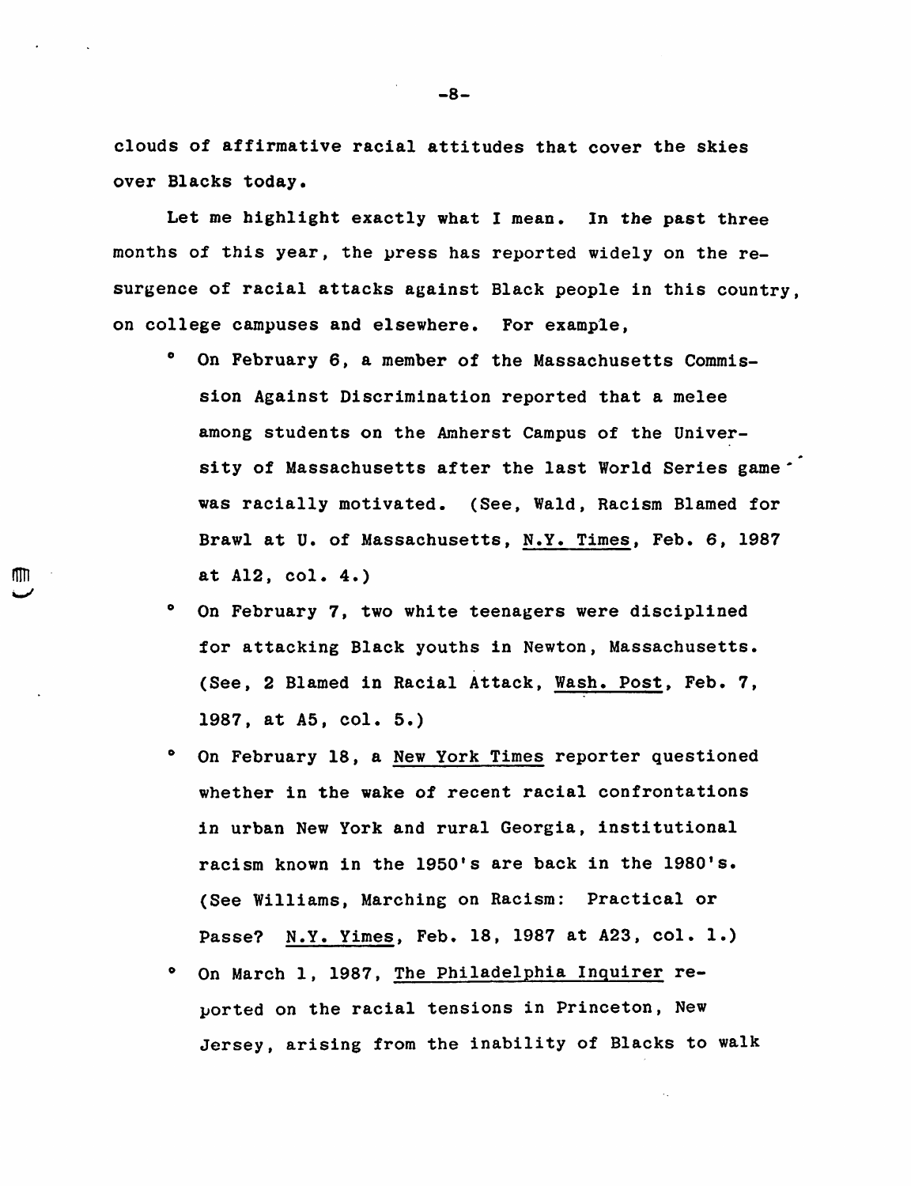clouds of affirmative racial attitudes that cover the skies over Blacks today.

Let me highlight exactly what I mean. In the past three months of this year, the press has reported widely on the resurgence of racial attacks against Black people in this country, on college campuses and elsewhere. For example,

- On February 6, a member of the Massachusetts Commission Against Discrimination reported that a melee among students on the Amherst Campus of the University of Massachusetts after the last World Series game was racially motivated. (See, Wald, Racism Blamed for Brawl at U. of Massachusetts, <u>N.Y. Times</u>, Feb. 6, 1987 at A12, col. 4.)
- On February 7, two white teenagers were disciplined for attacking Black youths in Newton, Massachusetts. (See, 2 Blamed in Racial Attack, <u>Wash. Post</u>, Feb. 7, 1987, at A5, col. 5.)
- On February 18, a <u>New York Times</u> reporter questioned whether in the wake of recent racial confrontations in urban New York and rural Georgia, institutional racism known in the 1950's are back in the 1980's. (See Williams, Marching on Racism: Practical or Passe? <u>N.Y. Yimes</u>, Feb. 18, 1987 at A23, col. 1.)
- On March 1, 1987, <u>The Philadelphia Inquirer</u> reported on the racial tensions in Princeton, New Jersey, arising from the inability of Blacks to walk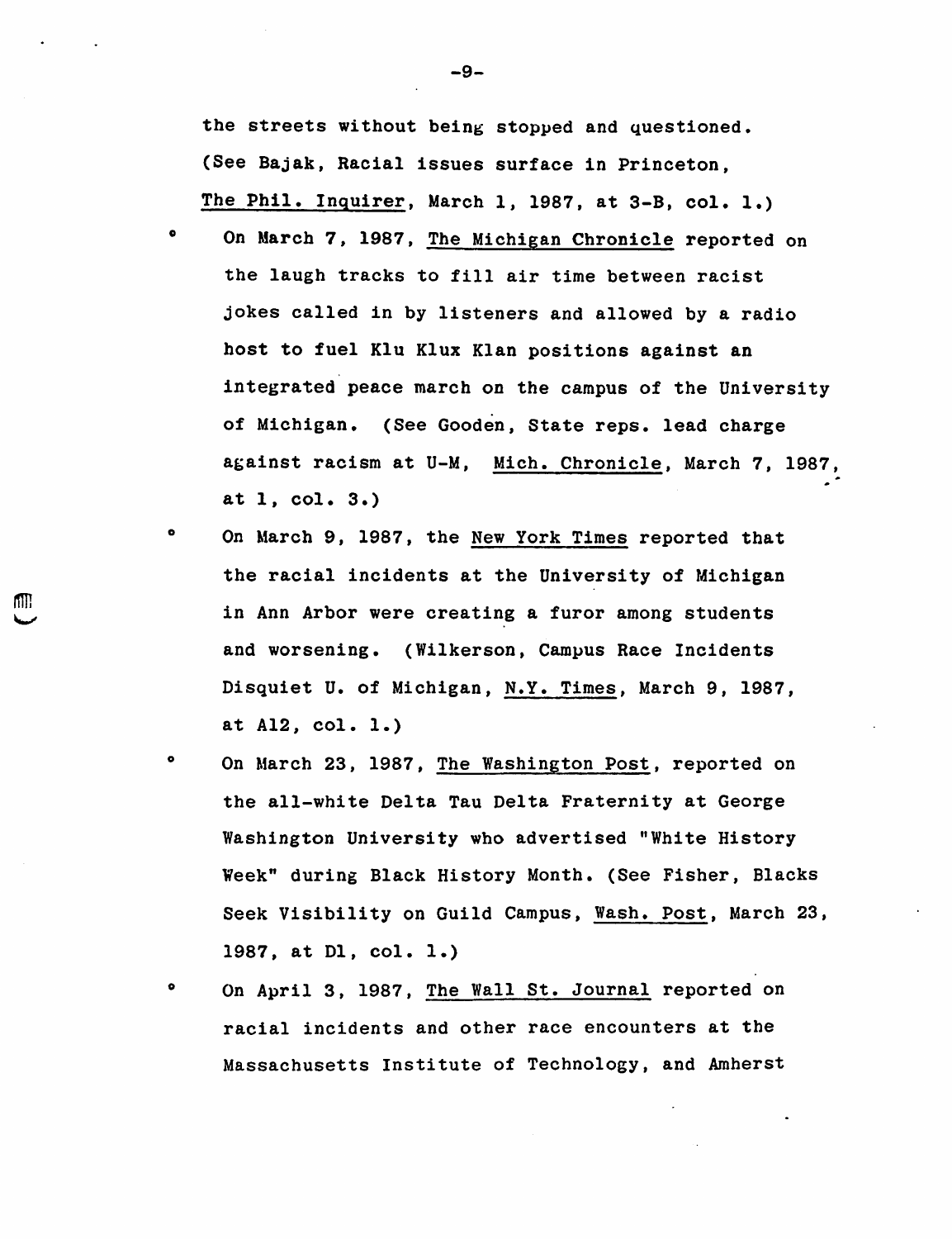the streets without being stopped and questioned. (See Bajak, Racial issues surface in Princeton, The Phil. Inquirer, March 1, 1987, at 3-B, col. 1.)

- On March 7, 1987, The Michigan Chronicle reported on the laugh tracks to fill air time between racist jokes called in by listeners and allowed by a radio host to fuel Klu Klux Klan positions against an integrated peace march on the campus of the University of Michigan. (See Gooden, State reps. lead charge against racism at U-M, Mich. Chronicle, March 7, 1987, at 1, col. 3.)
- On March 9, 1987, the New York Times reported that the racial incidents at the University of Michigan in Ann Arbor were creating a furor among students and worsening. (Wilkerson, Campus Race Incidents Disquiet U. of Michigan, N.Y. Times, March 9, 1987, at A12, col. 1.)
- On March 23, 1987, The Washington Post, reported on the all-white Delta Tau Delta Fraternity at George Washington University who advertised "White History Week" during Black History Month. (See Fisher, Blacks Seek Visibility on Guild Campus, Wash. Post, March 23, 1987, at D1, col. 1.)
- On April 3, 1987, The Wall St. Journal reported on racial incidents and other race encounters at the Massachusetts Institute of Technology, and Amherst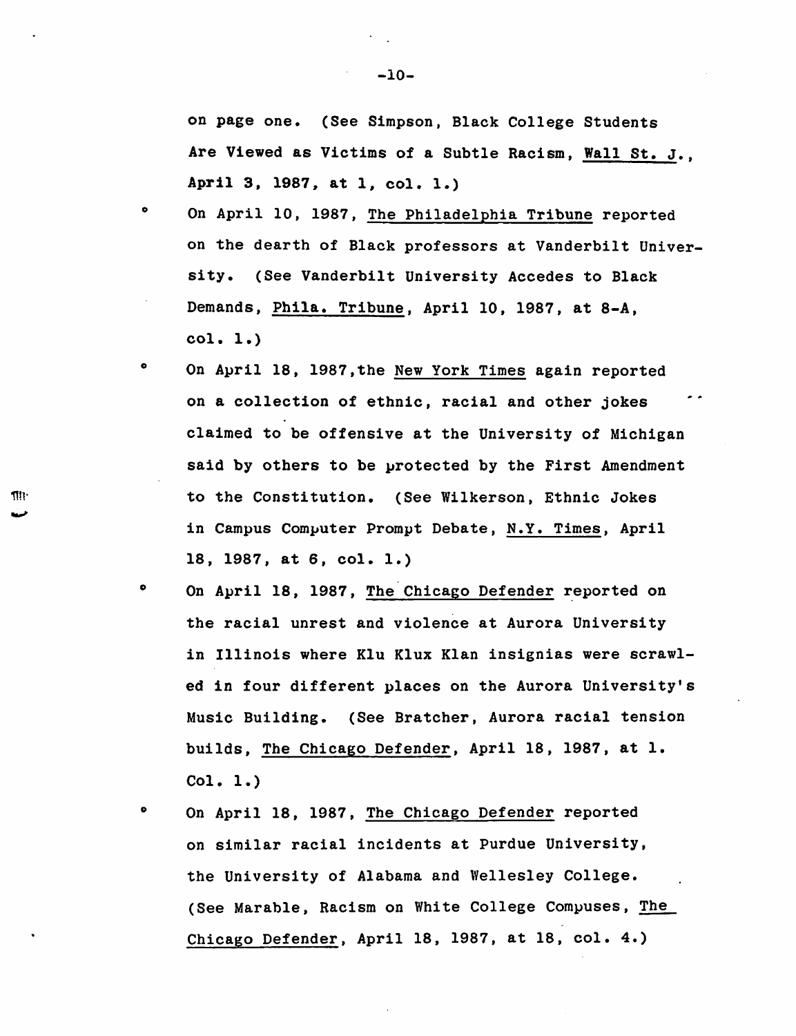on page one. (See Simpson, Black College Students Are Viewed as Victims of a Subtle Racism, Wall St. J., April 3, 1987, at 1, col. 1.)

- On April 10, 1987, The Philadelphia Tribune reported on the dearth of Black professors at Vanderbilt University. (See Vanderbilt University Accedes to Black Demands, Phila. Tribune, April 10, 1987, at 8-A, col. 1.)
- On April 18, 1987,the New York Times again reported on a collection of ethnic, racial and other jokes claimed to be offensive at the University of Michigan said by others to be protected by the First Amendment to the Constitution. (See Wilkerson, Ethnic Jokes in Campus Computer Prompt Debate, N.Y. Times, April 18, 1987, at 6, col. 1.)
- On April 18, 1987, The Chicago Defender reported on the racial unrest and violence at Aurora University in Illinois where Klu Klux Klan insignias were scrawled in four different places on the Aurora University's Music Building. (See Bratcher, Aurora racial tension builds, The Chicago Defender, April 18, 1987, at 1. Col. 1.)
- On April 18, 1987, The Chicago Defender reported on similar racial incidents at Purdue University, the University of Alabama and Wellesley College. (See Marable, Racism on White College Compuses, The Chicago Defender, April 18, 1987, at 18, col. 4.)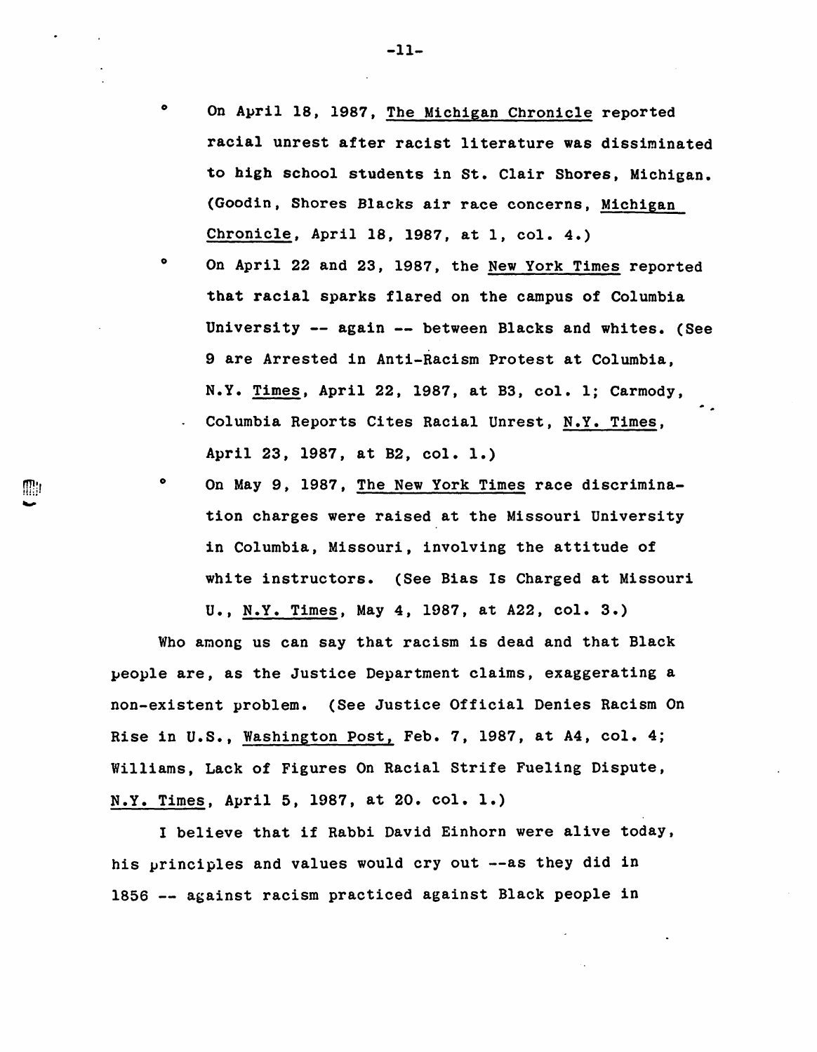- On April 18, 1987, The Michigan Chronicle reported racial unrest after racist literature was dissiminated to high school students in St. Clair Shores, Michigan. (Goodin, Shores Blacks air race concerns, Michigan Chronicle, April 18, 1987, at 1, col. 4.)
- On April 22 and 23, 1987, the New York Times reported that racial sparks flared on the campus of Columbia University -- again -- between Blacks and whites. (See 9 are Arrested in Anti-Racism Protest at Columbia, N.Y. Times, April 22, 1987, at B3, col. 1; Carmody, Columbia Reports Cites Racial Unrest, N.Y. Times, April 23, 1987, at B2, col. 1.)
- On May 9, 1987, The New York Times race discrimination charges were raised at the Missouri University in Columbia, Missouri, involving the attitude of white instructors. (See Bias Is Charged at Missouri U., N.Y. Times, May 4, 1987, at A22, col. 3.)

Who among us can say that racism is dead and that Black people are, as the Justice Department claims, exaggerating a non-existent problem. (See Justice Official Denies Racism On Rise in U.S., Washington Post, Feb. 7, 1987, at A4, col. 4; Williams, Lack of Figures On Racial Strife Fueling Dispute, N.Y. Times, April 5, 1987, at 20. col. 1.)

I believe that if Rabbi David Einhorn were alive today, his principles and values would cry out --as they did in 1856 -- against racism practiced against Black people in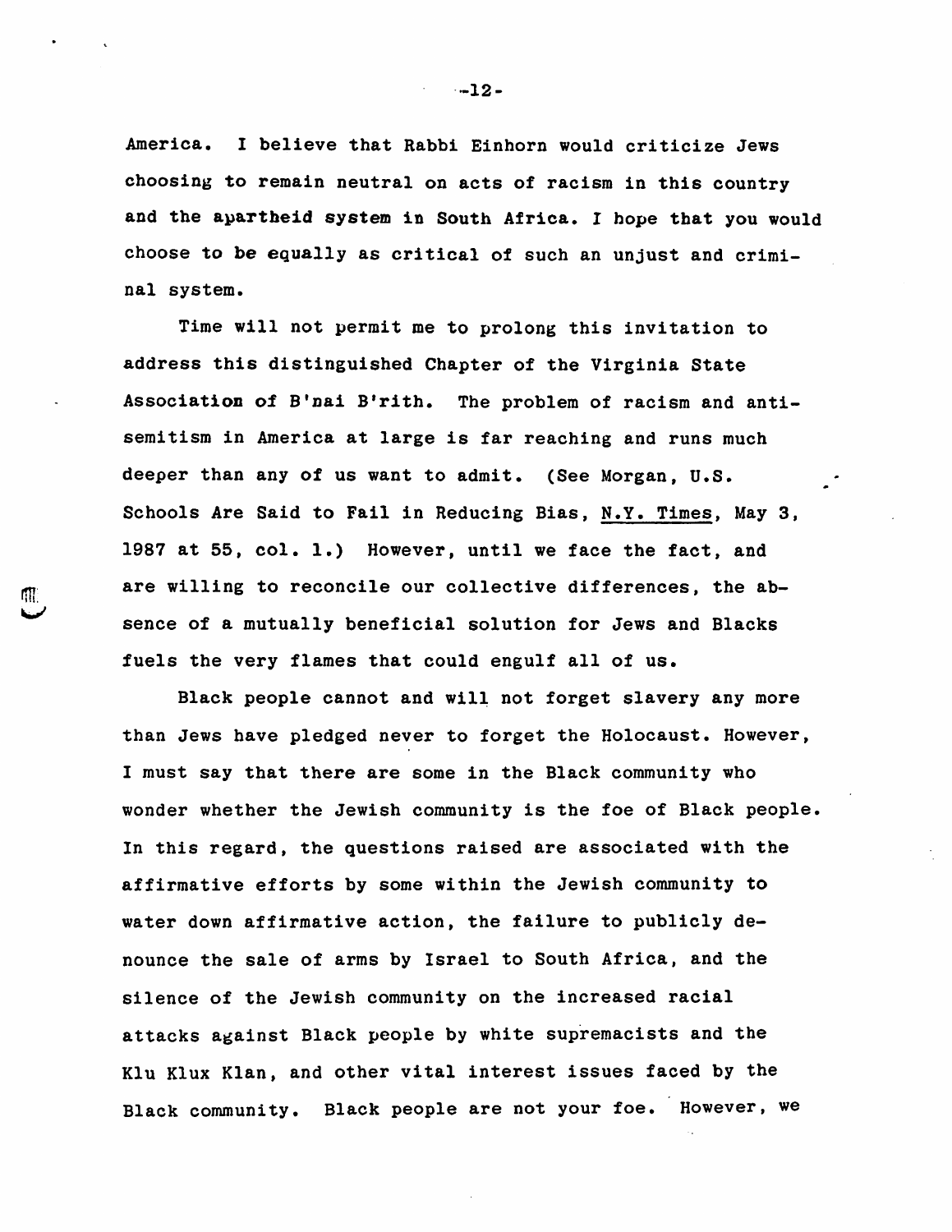America. I believe that Rabbi Einhorn would criticize Jews choosing to remain neutral on acts of racism in this country and the apartheid system in South Africa. I hope that you would choose to be equally as critical of such an unjust and criminal system.

Time will not permit me to prolong this invitation to address this distinguished Chapter of the Virginia State Association of B'nai B'rith. The problem of racism and anti-semitism in America at large is far reaching and runs much deeper than any of us want to admit. (See Morgan, U.S. Schools Are Said to Fail in Reducing Bias, N.Y. Times, May 3, 1987 at 55, col. 1.) However, until we face the fact, and are willing to reconcile our collective differences, the absence of a mutually beneficial solution for Jews and Blacks fuels the very flames that could engulf all of us.

Black people cannot and will not forget slavery any more than Jews have pledged never to forget the Holocaust. However, I must say that there are some in the Black community who wonder whether the Jewish community is the foe of Black people. In this regard, the questions raised are associated with the affirmative efforts by some within the Jewish community to water down affirmative action, the failure to publicly denounce the sale of arms by Israel to South Africa, and the silence of the Jewish community on the increased racial attacks against Black people by white supremacists and the Klu Klux Klan, and other vital interest issues faced by the Black community. Black people are not your foe. However, we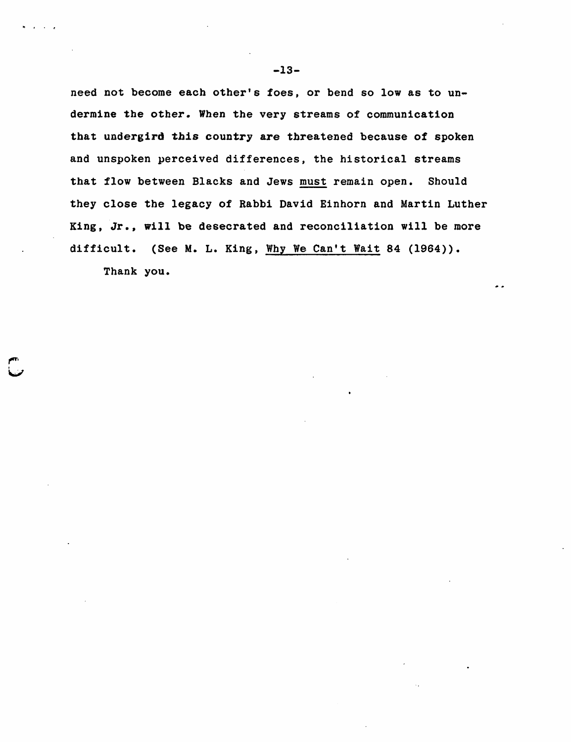need not become each other's foes, or bend so low as to undermine the other. When the very streams of communication that undergird this country are threatened because of spoken and unspoken perceived differences, the historical streams that flow between Blacks and Jews _must_ remain open. Should they close the legacy of Rabbi David Einhorn and Martin Luther King, Jr., will be desecrated and reconciliation will be more difficult. (See M. L. King, _Why We Can't Wait_ 84 (1964)).

Thank you.